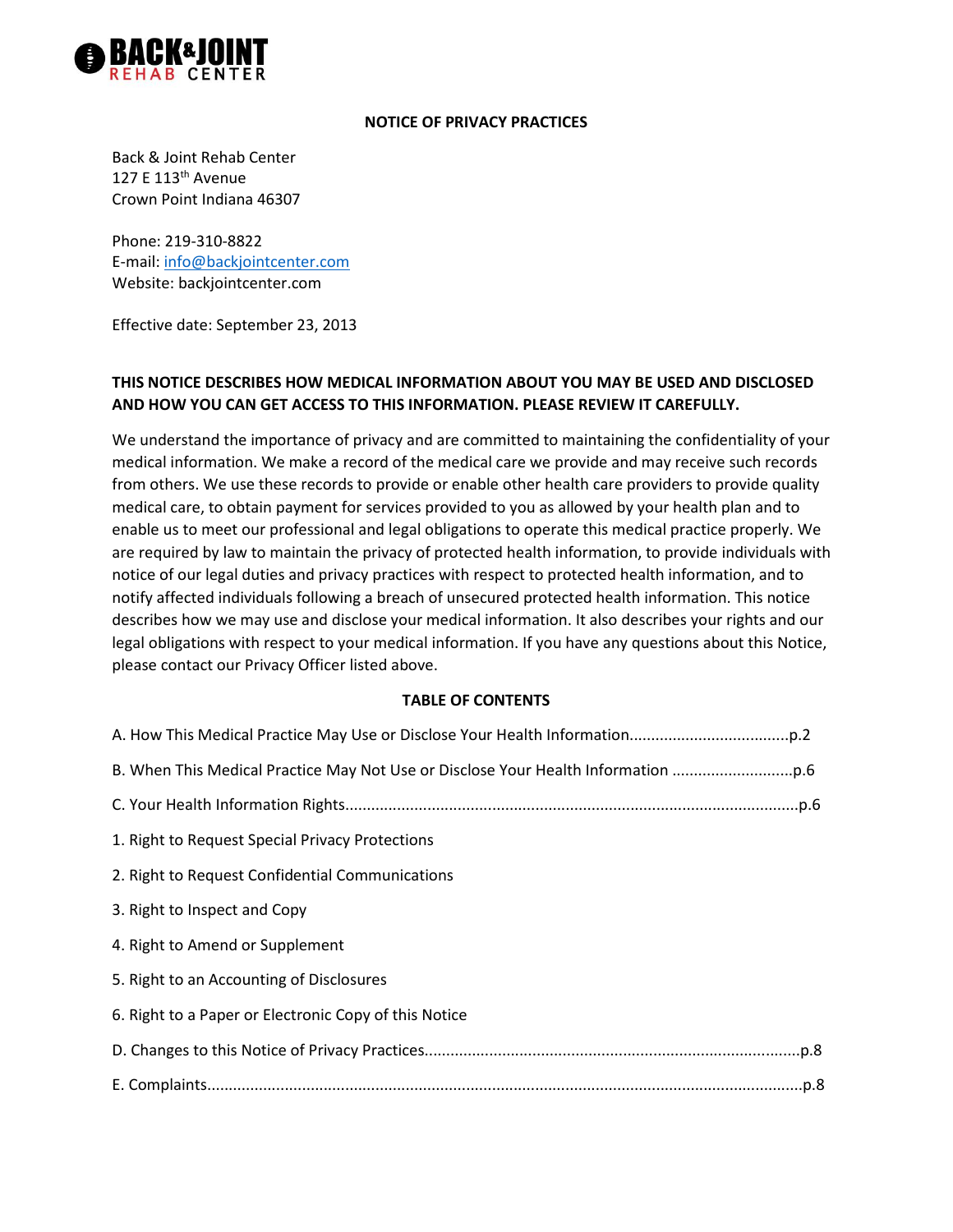**BACK&JOINT REHAB CENTER**

# NOTICE OF PRIVACY PRACTICES

Back & Joint Rehab Center
127 E 113th Avenue
Crown Point Indiana 46307

Phone: 219-310-8822
E-mail: info@backjointcenter.com
Website: backjointcenter.com

Effective date: September 23, 2013

**THIS NOTICE DESCRIBES HOW MEDICAL INFORMATION ABOUT YOU MAY BE USED AND DISCLOSED AND HOW YOU CAN GET ACCESS TO THIS INFORMATION. PLEASE REVIEW IT CAREFULLY.**

We understand the importance of privacy and are committed to maintaining the confidentiality of your medical information. We make a record of the medical care we provide and may receive such records from others. We use these records to provide or enable other health care providers to provide quality medical care, to obtain payment for services provided to you as allowed by your health plan and to enable us to meet our professional and legal obligations to operate this medical practice properly. We are required by law to maintain the privacy of protected health information, to provide individuals with notice of our legal duties and privacy practices with respect to protected health information, and to notify affected individuals following a breach of unsecured protected health information. This notice describes how we may use and disclose your medical information. It also describes your rights and our legal obligations with respect to your medical information. If you have any questions about this Notice, please contact our Privacy Officer listed above.

## TABLE OF CONTENTS

A. How This Medical Practice May Use or Disclose Your Health Information....................................p.2

B. When This Medical Practice May Not Use or Disclose Your Health Information ............................p.6

C. Your Health Information Rights.........................................................................................................p.6

1. Right to Request Special Privacy Protections

2. Right to Request Confidential Communications

3. Right to Inspect and Copy

4. Right to Amend or Supplement

5. Right to an Accounting of Disclosures

6. Right to a Paper or Electronic Copy of this Notice

D. Changes to this Notice of Privacy Practices.......................................................................................p.8

E. Complaints.........................................................................................................................................p.8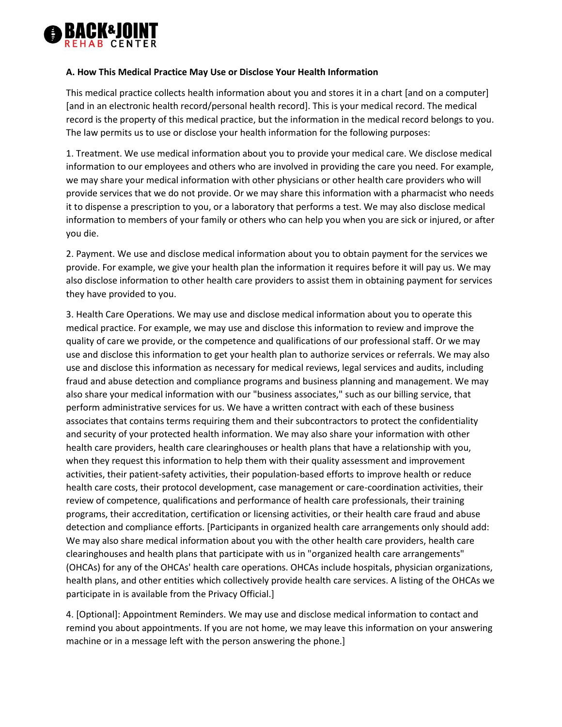**A. How This Medical Practice May Use or Disclose Your Health Information**

This medical practice collects health information about you and stores it in a chart [and on a computer] [and in an electronic health record/personal health record]. This is your medical record. The medical record is the property of this medical practice, but the information in the medical record belongs to you. The law permits us to use or disclose your health information for the following purposes:

1. Treatment. We use medical information about you to provide your medical care. We disclose medical information to our employees and others who are involved in providing the care you need. For example, we may share your medical information with other physicians or other health care providers who will provide services that we do not provide. Or we may share this information with a pharmacist who needs it to dispense a prescription to you, or a laboratory that performs a test. We may also disclose medical information to members of your family or others who can help you when you are sick or injured, or after you die.

2. Payment. We use and disclose medical information about you to obtain payment for the services we provide. For example, we give your health plan the information it requires before it will pay us. We may also disclose information to other health care providers to assist them in obtaining payment for services they have provided to you.

3. Health Care Operations. We may use and disclose medical information about you to operate this medical practice. For example, we may use and disclose this information to review and improve the quality of care we provide, or the competence and qualifications of our professional staff. Or we may use and disclose this information to get your health plan to authorize services or referrals. We may also use and disclose this information as necessary for medical reviews, legal services and audits, including fraud and abuse detection and compliance programs and business planning and management. We may also share your medical information with our "business associates," such as our billing service, that perform administrative services for us. We have a written contract with each of these business associates that contains terms requiring them and their subcontractors to protect the confidentiality and security of your protected health information. We may also share your information with other health care providers, health care clearinghouses or health plans that have a relationship with you, when they request this information to help them with their quality assessment and improvement activities, their patient-safety activities, their population-based efforts to improve health or reduce health care costs, their protocol development, case management or care-coordination activities, their review of competence, qualifications and performance of health care professionals, their training programs, their accreditation, certification or licensing activities, or their health care fraud and abuse detection and compliance efforts. [Participants in organized health care arrangements only should add: We may also share medical information about you with the other health care providers, health care clearinghouses and health plans that participate with us in "organized health care arrangements" (OHCAs) for any of the OHCAs' health care operations. OHCAs include hospitals, physician organizations, health plans, and other entities which collectively provide health care services. A listing of the OHCAs we participate in is available from the Privacy Official.]

4. [Optional]: Appointment Reminders. We may use and disclose medical information to contact and remind you about appointments. If you are not home, we may leave this information on your answering machine or in a message left with the person answering the phone.]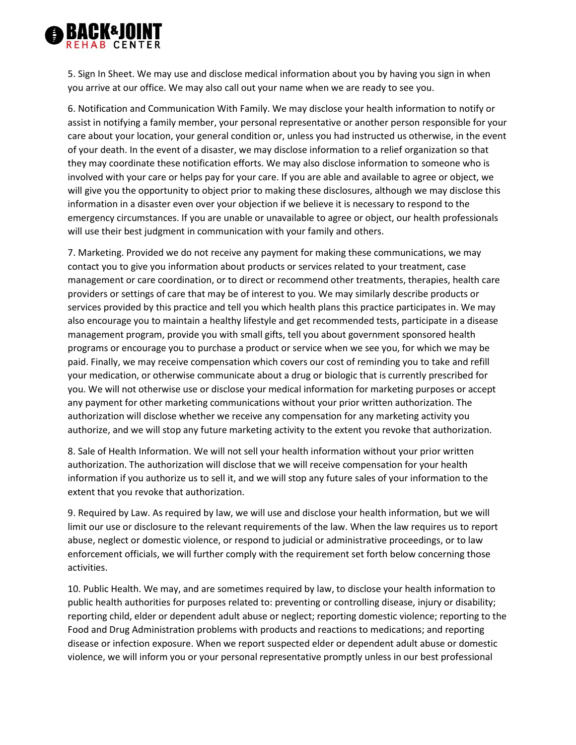5. Sign In Sheet. We may use and disclose medical information about you by having you sign in when you arrive at our office. We may also call out your name when we are ready to see you.

6. Notification and Communication With Family. We may disclose your health information to notify or assist in notifying a family member, your personal representative or another person responsible for your care about your location, your general condition or, unless you had instructed us otherwise, in the event of your death. In the event of a disaster, we may disclose information to a relief organization so that they may coordinate these notification efforts. We may also disclose information to someone who is involved with your care or helps pay for your care. If you are able and available to agree or object, we will give you the opportunity to object prior to making these disclosures, although we may disclose this information in a disaster even over your objection if we believe it is necessary to respond to the emergency circumstances. If you are unable or unavailable to agree or object, our health professionals will use their best judgment in communication with your family and others.

7. Marketing. Provided we do not receive any payment for making these communications, we may contact you to give you information about products or services related to your treatment, case management or care coordination, or to direct or recommend other treatments, therapies, health care providers or settings of care that may be of interest to you. We may similarly describe products or services provided by this practice and tell you which health plans this practice participates in. We may also encourage you to maintain a healthy lifestyle and get recommended tests, participate in a disease management program, provide you with small gifts, tell you about government sponsored health programs or encourage you to purchase a product or service when we see you, for which we may be paid. Finally, we may receive compensation which covers our cost of reminding you to take and refill your medication, or otherwise communicate about a drug or biologic that is currently prescribed for you. We will not otherwise use or disclose your medical information for marketing purposes or accept any payment for other marketing communications without your prior written authorization. The authorization will disclose whether we receive any compensation for any marketing activity you authorize, and we will stop any future marketing activity to the extent you revoke that authorization.

8. Sale of Health Information. We will not sell your health information without your prior written authorization. The authorization will disclose that we will receive compensation for your health information if you authorize us to sell it, and we will stop any future sales of your information to the extent that you revoke that authorization.

9. Required by Law. As required by law, we will use and disclose your health information, but we will limit our use or disclosure to the relevant requirements of the law. When the law requires us to report abuse, neglect or domestic violence, or respond to judicial or administrative proceedings, or to law enforcement officials, we will further comply with the requirement set forth below concerning those activities.

10. Public Health. We may, and are sometimes required by law, to disclose your health information to public health authorities for purposes related to: preventing or controlling disease, injury or disability; reporting child, elder or dependent adult abuse or neglect; reporting domestic violence; reporting to the Food and Drug Administration problems with products and reactions to medications; and reporting disease or infection exposure. When we report suspected elder or dependent adult abuse or domestic violence, we will inform you or your personal representative promptly unless in our best professional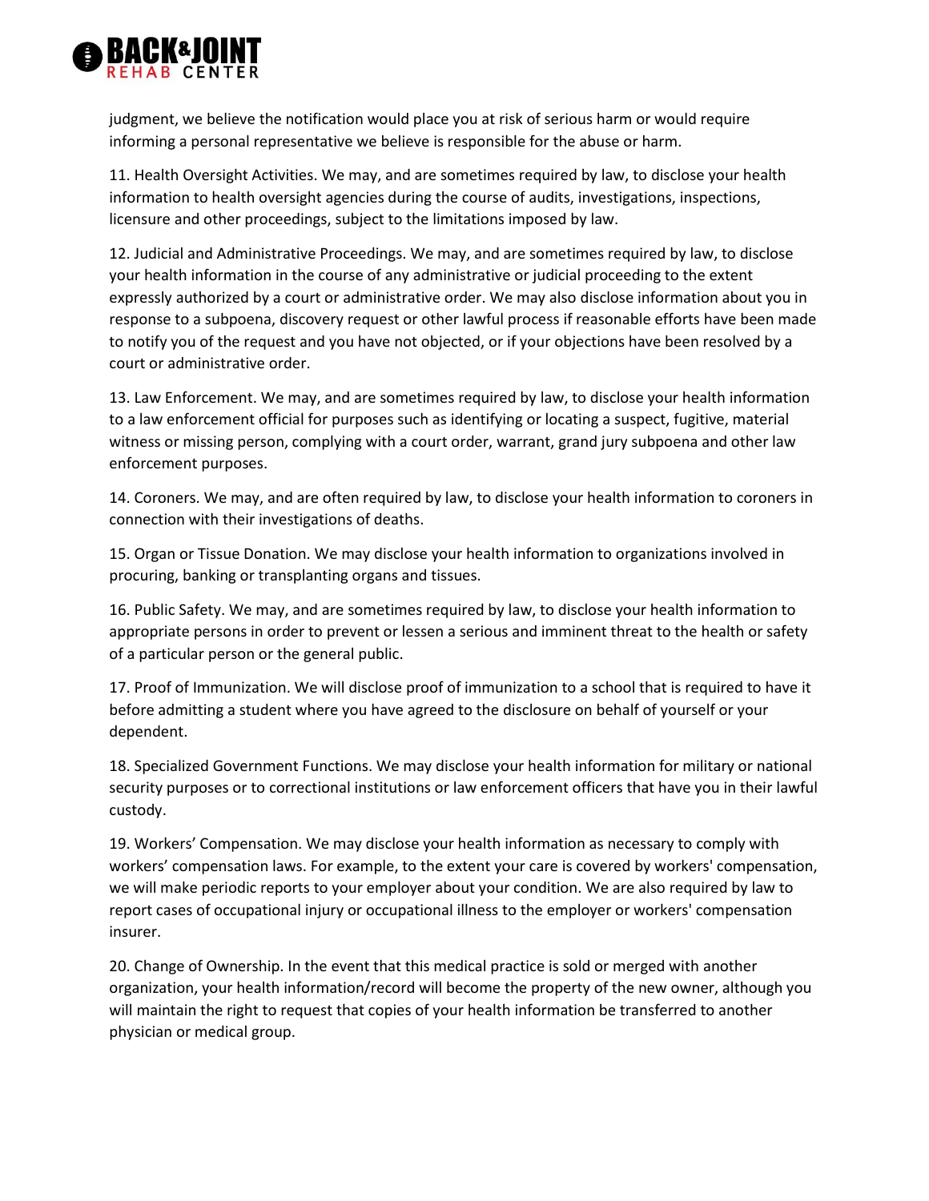judgment, we believe the notification would place you at risk of serious harm or would require informing a personal representative we believe is responsible for the abuse or harm.

11. Health Oversight Activities. We may, and are sometimes required by law, to disclose your health information to health oversight agencies during the course of audits, investigations, inspections, licensure and other proceedings, subject to the limitations imposed by law.

12. Judicial and Administrative Proceedings. We may, and are sometimes required by law, to disclose your health information in the course of any administrative or judicial proceeding to the extent expressly authorized by a court or administrative order. We may also disclose information about you in response to a subpoena, discovery request or other lawful process if reasonable efforts have been made to notify you of the request and you have not objected, or if your objections have been resolved by a court or administrative order.

13. Law Enforcement. We may, and are sometimes required by law, to disclose your health information to a law enforcement official for purposes such as identifying or locating a suspect, fugitive, material witness or missing person, complying with a court order, warrant, grand jury subpoena and other law enforcement purposes.

14. Coroners. We may, and are often required by law, to disclose your health information to coroners in connection with their investigations of deaths.

15. Organ or Tissue Donation. We may disclose your health information to organizations involved in procuring, banking or transplanting organs and tissues.

16. Public Safety. We may, and are sometimes required by law, to disclose your health information to appropriate persons in order to prevent or lessen a serious and imminent threat to the health or safety of a particular person or the general public.

17. Proof of Immunization. We will disclose proof of immunization to a school that is required to have it before admitting a student where you have agreed to the disclosure on behalf of yourself or your dependent.

18. Specialized Government Functions. We may disclose your health information for military or national security purposes or to correctional institutions or law enforcement officers that have you in their lawful custody.

19. Workers' Compensation. We may disclose your health information as necessary to comply with workers' compensation laws. For example, to the extent your care is covered by workers' compensation, we will make periodic reports to your employer about your condition. We are also required by law to report cases of occupational injury or occupational illness to the employer or workers' compensation insurer.

20. Change of Ownership. In the event that this medical practice is sold or merged with another organization, your health information/record will become the property of the new owner, although you will maintain the right to request that copies of your health information be transferred to another physician or medical group.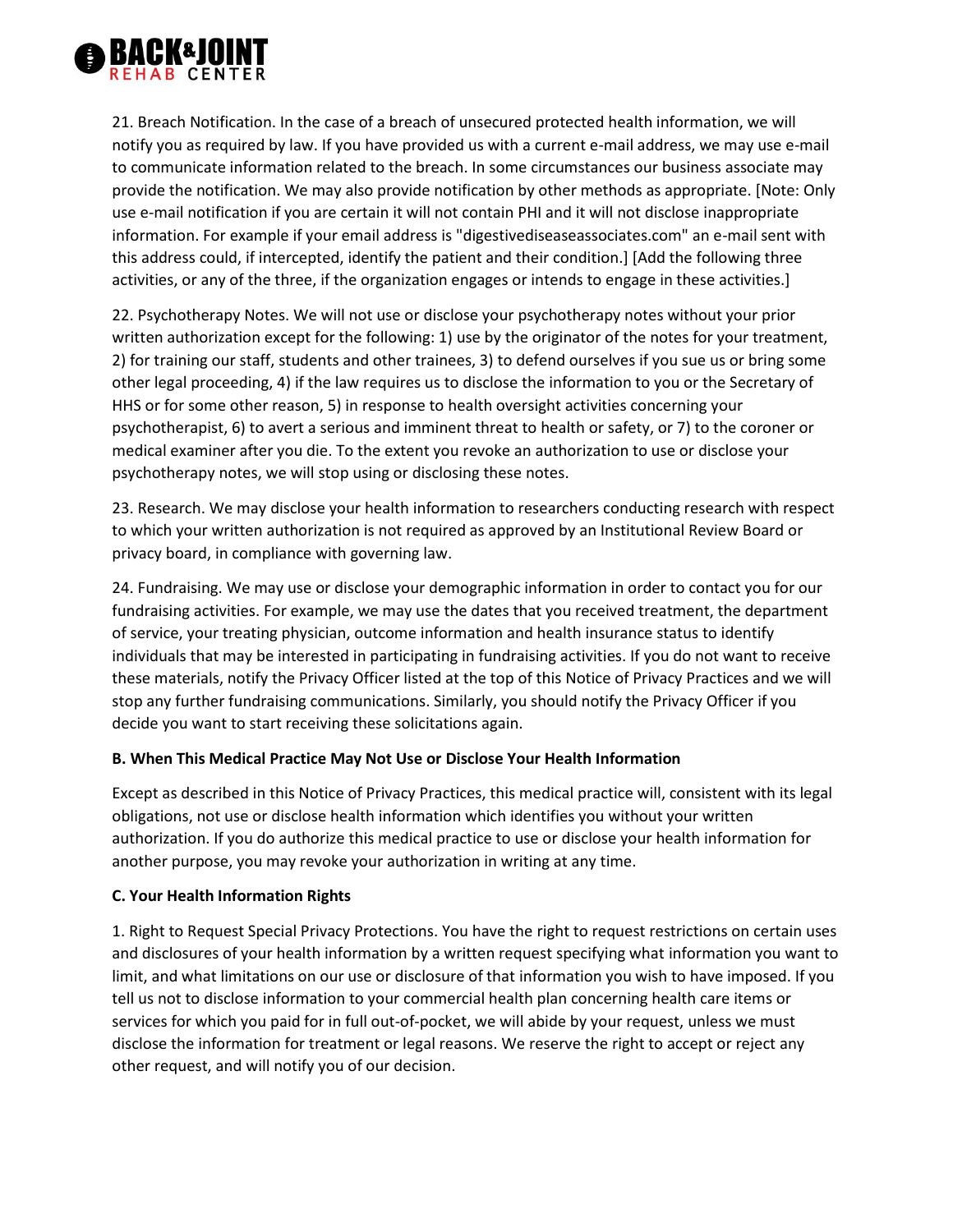21. Breach Notification. In the case of a breach of unsecured protected health information, we will notify you as required by law. If you have provided us with a current e-mail address, we may use e-mail to communicate information related to the breach. In some circumstances our business associate may provide the notification. We may also provide notification by other methods as appropriate. [Note: Only use e-mail notification if you are certain it will not contain PHI and it will not disclose inappropriate information. For example if your email address is "digestivediseaseassociates.com" an e-mail sent with this address could, if intercepted, identify the patient and their condition.] [Add the following three activities, or any of the three, if the organization engages or intends to engage in these activities.]

22. Psychotherapy Notes. We will not use or disclose your psychotherapy notes without your prior written authorization except for the following: 1) use by the originator of the notes for your treatment, 2) for training our staff, students and other trainees, 3) to defend ourselves if you sue us or bring some other legal proceeding, 4) if the law requires us to disclose the information to you or the Secretary of HHS or for some other reason, 5) in response to health oversight activities concerning your psychotherapist, 6) to avert a serious and imminent threat to health or safety, or 7) to the coroner or medical examiner after you die. To the extent you revoke an authorization to use or disclose your psychotherapy notes, we will stop using or disclosing these notes.

23. Research. We may disclose your health information to researchers conducting research with respect to which your written authorization is not required as approved by an Institutional Review Board or privacy board, in compliance with governing law.

24. Fundraising. We may use or disclose your demographic information in order to contact you for our fundraising activities. For example, we may use the dates that you received treatment, the department of service, your treating physician, outcome information and health insurance status to identify individuals that may be interested in participating in fundraising activities. If you do not want to receive these materials, notify the Privacy Officer listed at the top of this Notice of Privacy Practices and we will stop any further fundraising communications. Similarly, you should notify the Privacy Officer if you decide you want to start receiving these solicitations again.

**B. When This Medical Practice May Not Use or Disclose Your Health Information**

Except as described in this Notice of Privacy Practices, this medical practice will, consistent with its legal obligations, not use or disclose health information which identifies you without your written authorization. If you do authorize this medical practice to use or disclose your health information for another purpose, you may revoke your authorization in writing at any time.

**C. Your Health Information Rights**

1. Right to Request Special Privacy Protections. You have the right to request restrictions on certain uses and disclosures of your health information by a written request specifying what information you want to limit, and what limitations on our use or disclosure of that information you wish to have imposed. If you tell us not to disclose information to your commercial health plan concerning health care items or services for which you paid for in full out-of-pocket, we will abide by your request, unless we must disclose the information for treatment or legal reasons. We reserve the right to accept or reject any other request, and will notify you of our decision.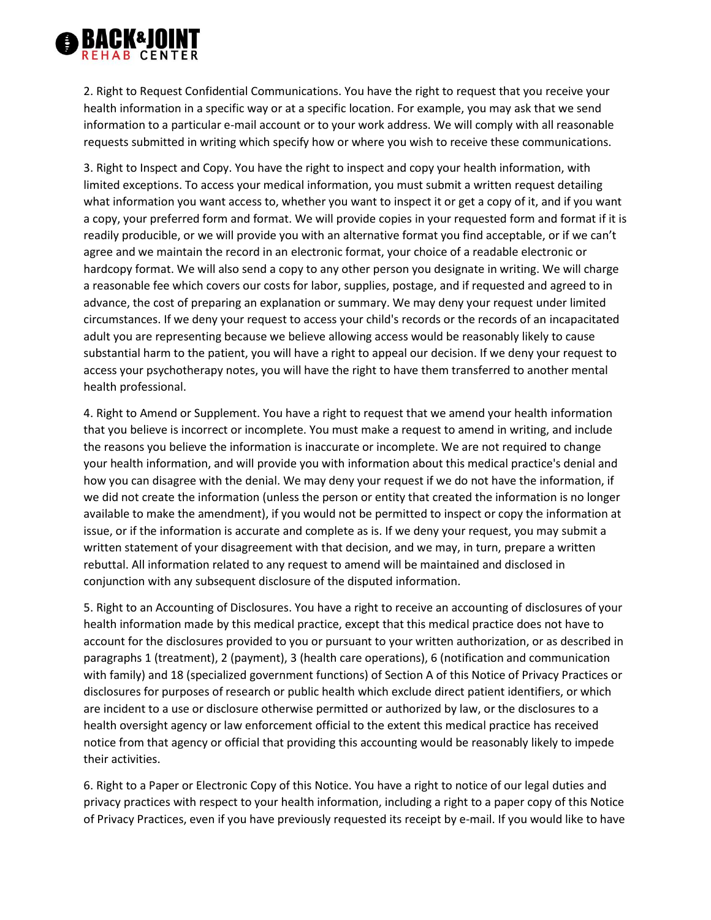2. Right to Request Confidential Communications. You have the right to request that you receive your health information in a specific way or at a specific location. For example, you may ask that we send information to a particular e-mail account or to your work address. We will comply with all reasonable requests submitted in writing which specify how or where you wish to receive these communications.

3. Right to Inspect and Copy. You have the right to inspect and copy your health information, with limited exceptions. To access your medical information, you must submit a written request detailing what information you want access to, whether you want to inspect it or get a copy of it, and if you want a copy, your preferred form and format. We will provide copies in your requested form and format if it is readily producible, or we will provide you with an alternative format you find acceptable, or if we can't agree and we maintain the record in an electronic format, your choice of a readable electronic or hardcopy format. We will also send a copy to any other person you designate in writing. We will charge a reasonable fee which covers our costs for labor, supplies, postage, and if requested and agreed to in advance, the cost of preparing an explanation or summary. We may deny your request under limited circumstances. If we deny your request to access your child's records or the records of an incapacitated adult you are representing because we believe allowing access would be reasonably likely to cause substantial harm to the patient, you will have a right to appeal our decision. If we deny your request to access your psychotherapy notes, you will have the right to have them transferred to another mental health professional.

4. Right to Amend or Supplement. You have a right to request that we amend your health information that you believe is incorrect or incomplete. You must make a request to amend in writing, and include the reasons you believe the information is inaccurate or incomplete. We are not required to change your health information, and will provide you with information about this medical practice's denial and how you can disagree with the denial. We may deny your request if we do not have the information, if we did not create the information (unless the person or entity that created the information is no longer available to make the amendment), if you would not be permitted to inspect or copy the information at issue, or if the information is accurate and complete as is. If we deny your request, you may submit a written statement of your disagreement with that decision, and we may, in turn, prepare a written rebuttal. All information related to any request to amend will be maintained and disclosed in conjunction with any subsequent disclosure of the disputed information.

5. Right to an Accounting of Disclosures. You have a right to receive an accounting of disclosures of your health information made by this medical practice, except that this medical practice does not have to account for the disclosures provided to you or pursuant to your written authorization, or as described in paragraphs 1 (treatment), 2 (payment), 3 (health care operations), 6 (notification and communication with family) and 18 (specialized government functions) of Section A of this Notice of Privacy Practices or disclosures for purposes of research or public health which exclude direct patient identifiers, or which are incident to a use or disclosure otherwise permitted or authorized by law, or the disclosures to a health oversight agency or law enforcement official to the extent this medical practice has received notice from that agency or official that providing this accounting would be reasonably likely to impede their activities.

6. Right to a Paper or Electronic Copy of this Notice. You have a right to notice of our legal duties and privacy practices with respect to your health information, including a right to a paper copy of this Notice of Privacy Practices, even if you have previously requested its receipt by e-mail. If you would like to have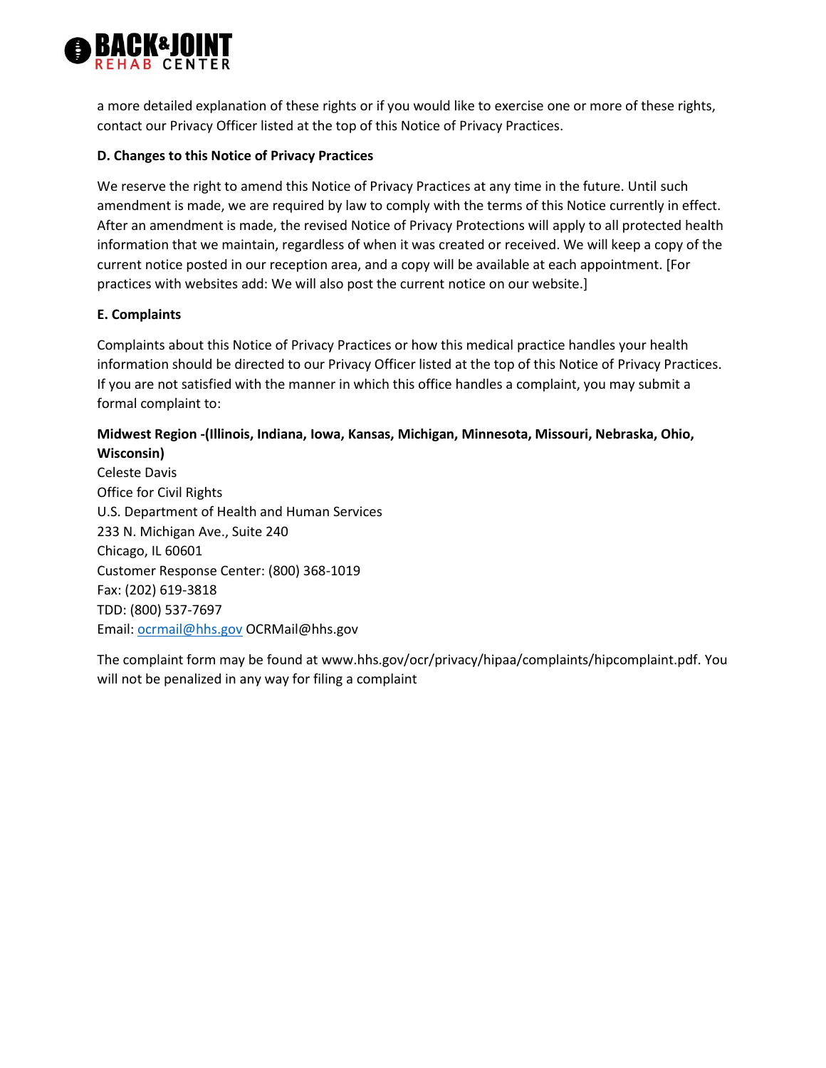a more detailed explanation of these rights or if you would like to exercise one or more of these rights, contact our Privacy Officer listed at the top of this Notice of Privacy Practices.

**D. Changes to this Notice of Privacy Practices**

We reserve the right to amend this Notice of Privacy Practices at any time in the future. Until such amendment is made, we are required by law to comply with the terms of this Notice currently in effect. After an amendment is made, the revised Notice of Privacy Protections will apply to all protected health information that we maintain, regardless of when it was created or received. We will keep a copy of the current notice posted in our reception area, and a copy will be available at each appointment. [For practices with websites add: We will also post the current notice on our website.]

**E. Complaints**

Complaints about this Notice of Privacy Practices or how this medical practice handles your health information should be directed to our Privacy Officer listed at the top of this Notice of Privacy Practices. If you are not satisfied with the manner in which this office handles a complaint, you may submit a formal complaint to:

**Midwest Region -(Illinois, Indiana, Iowa, Kansas, Michigan, Minnesota, Missouri, Nebraska, Ohio, Wisconsin)**
Celeste Davis
Office for Civil Rights
U.S. Department of Health and Human Services
233 N. Michigan Ave., Suite 240
Chicago, IL 60601
Customer Response Center: (800) 368-1019
Fax: (202) 619-3818
TDD: (800) 537-7697
Email: ocrmail@hhs.gov OCRMail@hhs.gov

The complaint form may be found at www.hhs.gov/ocr/privacy/hipaa/complaints/hipcomplaint.pdf. You will not be penalized in any way for filing a complaint